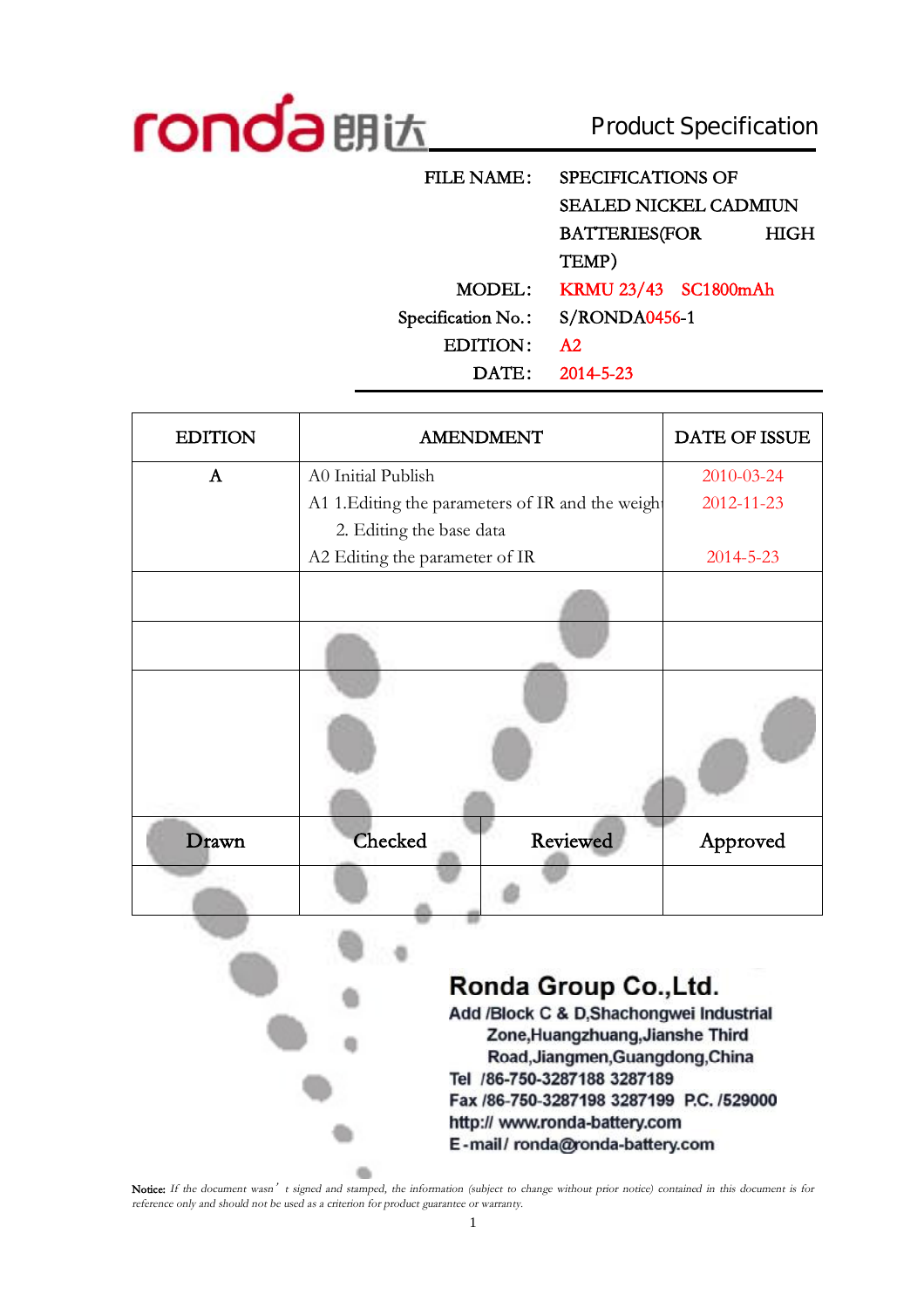ronda 朗达 **Product Specification**

| | |
|---|---|
| FILE NAME: | SPECIFICATIONS OF SEALED NICKEL CADMIUN BATTERIES(FOR HIGH TEMP) |
| MODEL: | KRMU 23/43 SC1800mAh |
| Specification No.: | S/RONDA0456-1 |
| EDITION: | A2 |
| DATE: | 2014-5-23 |

| EDITION | AMENDMENT | | DATE OF ISSUE |
|---|---|---|---|
| A | A0 Initial Publish<br>A1 1.Editing the parameters of IR and the weight<br>2. Editing the base data<br>A2 Editing the parameter of IR | | 2010-03-24<br>2012-11-23<br><br>2014-5-23 |
| | | | |
| | | | |
| | | | |
| Drawn | Checked | Reviewed | Approved |
| | | | |

**Ronda Group Co.,Ltd.**

Add /Block C & D,Shachongwei Industrial Zone,Huangzhuang,Jianshe Third Road,Jiangmen,Guangdong,China

Tel /86-750-3287188 3287189

Fax /86-750-3287198 3287199 P.C. /529000

http:// www.ronda-battery.com

E-mail/ ronda@ronda-battery.com

Notice: *If the document wasn't signed and stamped, the information (subject to change without prior notice) contained in this document is for reference only and should not be used as a criterion for product guarantee or warranty.*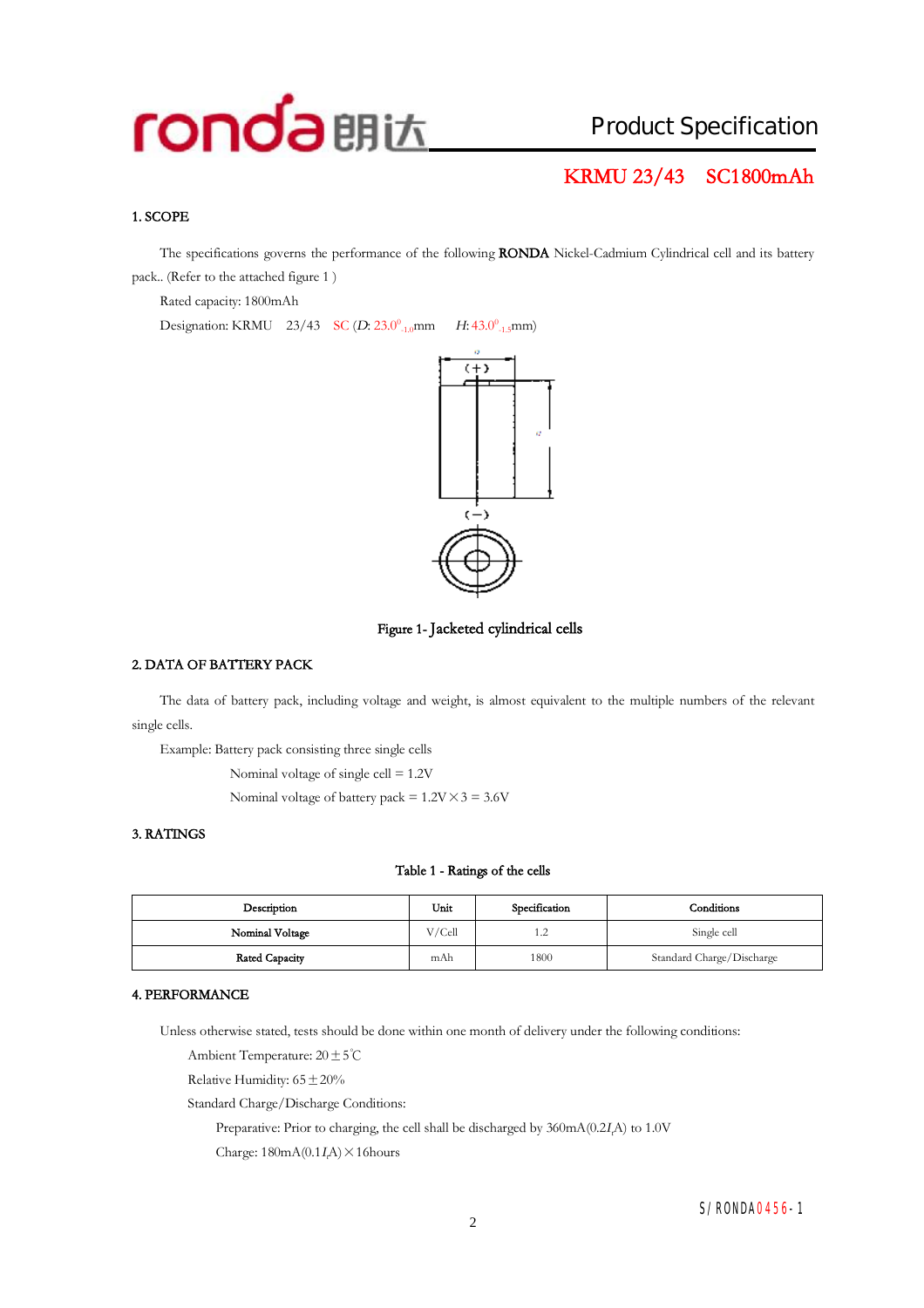# Product Specification

**KRMU 23/43 SC1800mAh**

## 1. SCOPE

The specifications governs the performance of the following **RONDA** Nickel-Cadmium Cylindrical cell and its battery pack.. (Refer to the attached figure 1 )

Rated capacity: 1800mAh

Designation: KRMU 23/43 SC (*D*: $23.0^{0}_{-1.0}$mm *H*: $43.0^{0}_{-1.5}$mm)

Figure 1- Jacketed cylindrical cells

## 2. DATA OF BATTERY PACK

The data of battery pack, including voltage and weight, is almost equivalent to the multiple numbers of the relevant single cells.

Example: Battery pack consisting three single cells

Nominal voltage of single cell = 1.2V

Nominal voltage of battery pack = 1.2V×3 = 3.6V

## 3. RATINGS

Table 1 - Ratings of the cells

| Description | Unit | Specification | Conditions |
|---|---|---|---|
| Nominal Voltage | V/Cell | 1.2 | Single cell |
| Rated Capacity | mAh | 1800 | Standard Charge/Discharge |

## 4. PERFORMANCE

Unless otherwise stated, tests should be done within one month of delivery under the following conditions:

Ambient Temperature: 20±5℃

Relative Humidity: 65±20%

Standard Charge/Discharge Conditions:

Preparative: Prior to charging, the cell shall be discharged by 360mA(0.2$I_t$A) to 1.0V

Charge: 180mA(0.1$I_t$A)×16hours

S/RONDA0456-1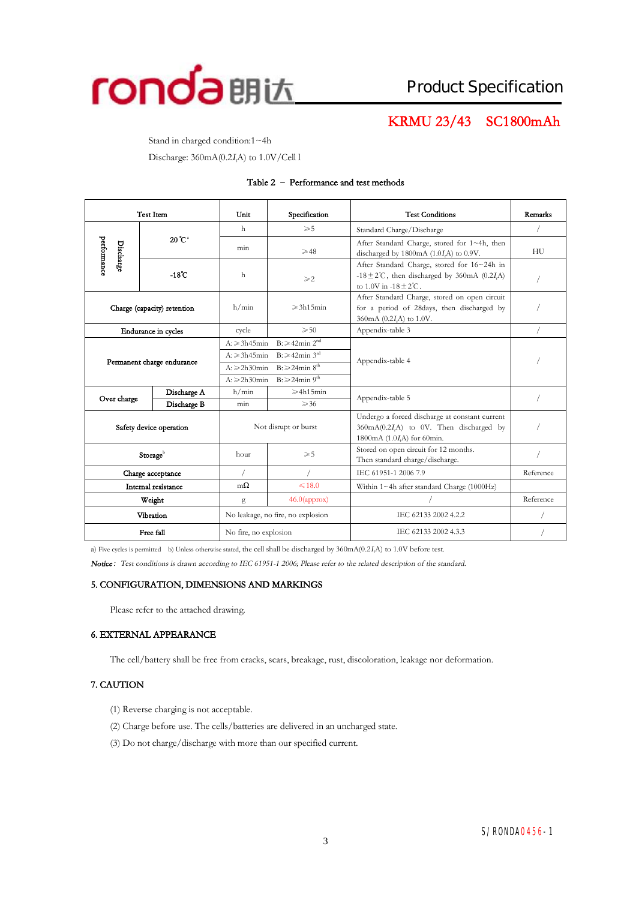Stand in charged condition:1~4h

Discharge: 360mA(0.2$I_t$A) to 1.0V/Cell l

Table 2 – Performance and test methods

| Test Item | | | Unit | Specification | Test Conditions | Remarks |
|---|---|---|---|---|---|---|
| Discharge performance | 20℃[a] | | h | ≥5 | Standard Charge/Discharge | / |
| | | | min | ≥48 | After Standard Charge, stored for 1~4h, then discharged by 1800mA (1.0$I_t$A) to 0.9V. | HU |
| | -18℃ | | h | ≥2 | After Standard Charge, stored for 16~24h in -18±2℃, then discharged by 360mA (0.2$I_t$A) to 1.0V in -18±2℃. | / |
| Charge (capacity) retention | | | h/min | ≥3h15min | After Standard Charge, stored on open circuit for a period of 28days, then discharged by 360mA (0.2$I_t$A) to 1.0V. | / |
| Endurance in cycles | | | cycle | ≥50 | Appendix-table 3 | / |
| Permanent charge endurance | | | A:≥3h45min | B:≥42min 2nd | Appendix-table 4 | / |
| | | | A:≥3h45min | B:≥42min 3rd | | |
| | | | A:≥2h30min | B:≥24min 8th | | |
| | | | A:≥2h30min | B:≥24min 9th | | |
| Over charge | Discharge A | | h/min | ≥4h15min | Appendix-table 5 | / |
| | Discharge B | | min | ≥36 | | |
| Safety device operation | | | Not disrupt or burst | | Undergo a forced discharge at constant current 360mA(0.2$I_t$A) to 0V. Then discharged by 1800mA (1.0$I_t$A) for 60min. | / |
| Storage[b] | | | hour | ≥5 | Stored on open circuit for 12 months. Then standard charge/discharge. | / |
| Charge acceptance | | | / | / | IEC 61951-1 2006 7.9 | Reference |
| Internal resistance | | | mΩ | ≤18.0 | Within 1~4h after standard Charge (1000Hz) | / |
| Weight | | | g | 46.0(approx) | / | Reference |
| Vibration | | | No leakage, no fire, no explosion | | IEC 62133 2002 4.2.2 | / |
| Free fall | | | No fire, no explosion | | IEC 62133 2002 4.3.3 | / |

a) Five cycles is permitted  b) Unless otherwise stated, the cell shall be discharged by 360mA(0.2$I_t$A) to 1.0V before test.

*Notice: Test conditions is drawn according to IEC 61951-1 2006; Please refer to the related description of the standard.*

## 5. CONFIGURATION, DIMENSIONS AND MARKINGS

Please refer to the attached drawing.

## 6. EXTERNAL APPEARANCE

The cell/battery shall be free from cracks, scars, breakage, rust, discoloration, leakage nor deformation.

## 7. CAUTION

(1) Reverse charging is not acceptable.

(2) Charge before use. The cells/batteries are delivered in an uncharged state.

(3) Do not charge/discharge with more than our specified current.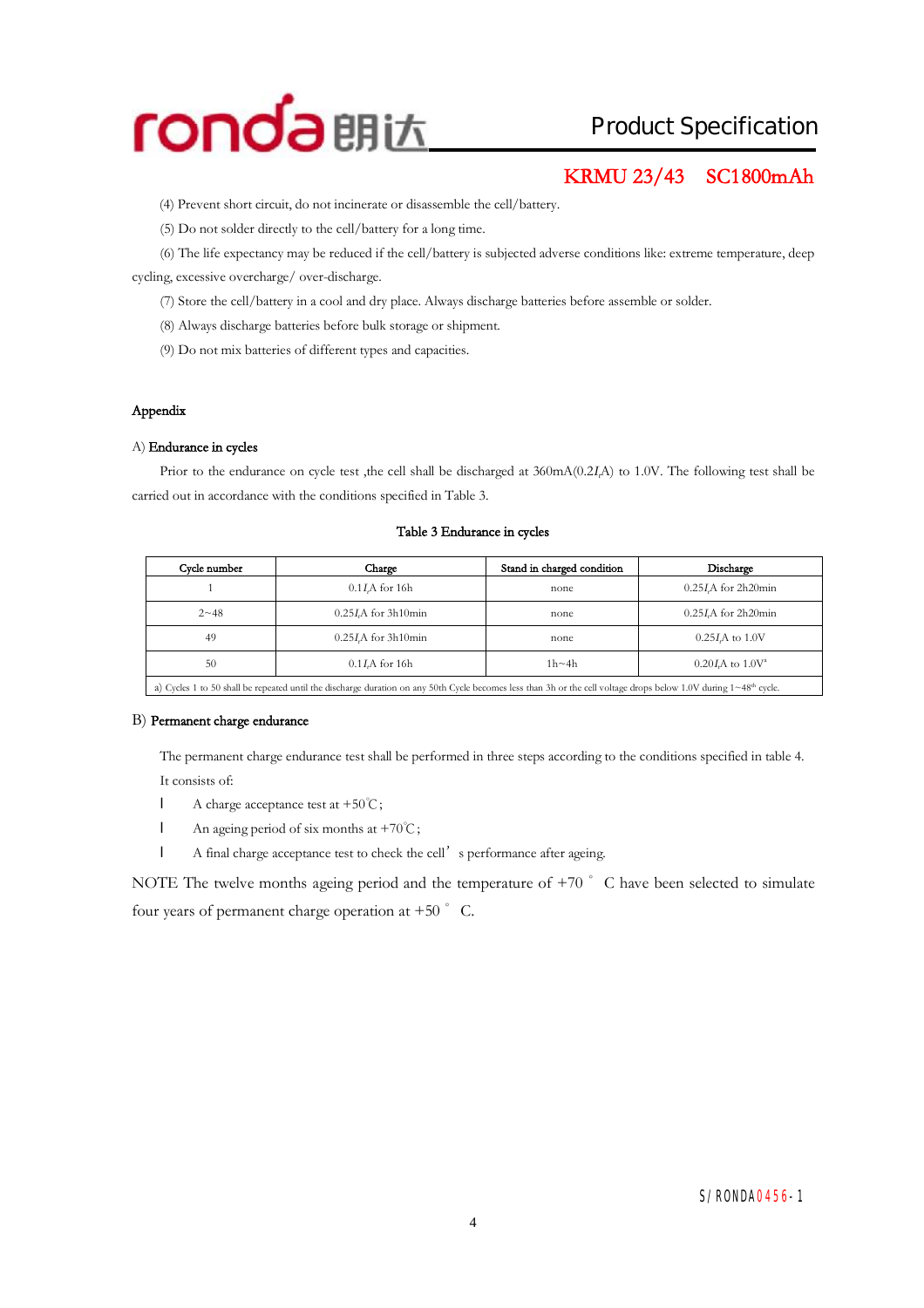(4) Prevent short circuit, do not incinerate or disassemble the cell/battery.

(5) Do not solder directly to the cell/battery for a long time.

(6) The life expectancy may be reduced if the cell/battery is subjected adverse conditions like: extreme temperature, deep cycling, excessive overcharge/ over-discharge.

(7) Store the cell/battery in a cool and dry place. Always discharge batteries before assemble or solder.

(8) Always discharge batteries before bulk storage or shipment.

(9) Do not mix batteries of different types and capacities.

## Appendix

### A) Endurance in cycles

Prior to the endurance on cycle test ,the cell shall be discharged at 360mA(0.2$I_t$A) to 1.0V. The following test shall be carried out in accordance with the conditions specified in Table 3.

**Table 3 Endurance in cycles**

| Cycle number | Charge | Stand in charged condition | Discharge |
|---|---|---|---|
| 1 | 0.1$I_t$A for 16h | none | 0.25$I_t$A for 2h20min |
| 2~48 | 0.25$I_t$A for 3h10min | none | 0.25$I_t$A for 2h20min |
| 49 | 0.25$I_t$A for 3h10min | none | 0.25$I_t$A to 1.0V |
| 50 | 0.1$I_t$A for 16h | 1h~4h | 0.20$I_t$A to 1.0V[a] |

a) Cycles 1 to 50 shall be repeated until the discharge duration on any 50th Cycle becomes less than 3h or the cell voltage drops below 1.0V during 1~48th cycle.

### B) Permanent charge endurance

The permanent charge endurance test shall be performed in three steps according to the conditions specified in table 4. It consists of:

- A charge acceptance test at +50℃;
- An ageing period of six months at +70℃;
- A final charge acceptance test to check the cell' s performance after ageing.

NOTE The twelve months ageing period and the temperature of +70 ° C have been selected to simulate four years of permanent charge operation at +50 ° C.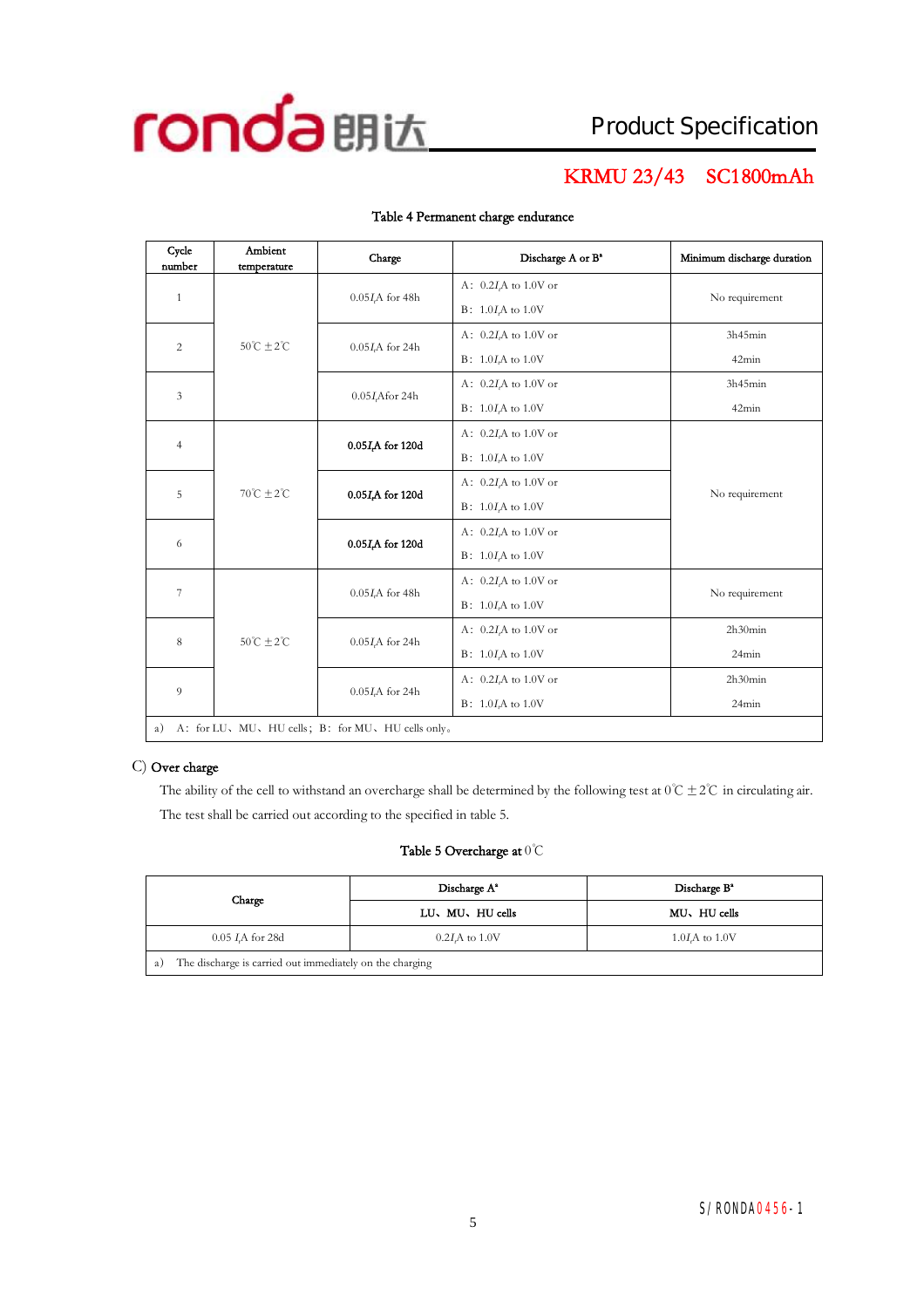Table 4 Permanent charge endurance

| Cycle number | Ambient temperature | Charge | Discharge A or B[a] | Minimum discharge duration |
|---|---|---|---|---|
| 1 | 50℃ ±2℃ | 0.05$I_t$A for 48h | A：0.2$I_t$A to 1.0V or<br>B：1.0$I_t$A to 1.0V | No requirement |
| 2 | | 0.05$I_t$A for 24h | A：0.2$I_t$A to 1.0V or<br>B：1.0$I_t$A to 1.0V | 3h45min<br>42min |
| 3 | | 0.05$I_t$Afor 24h | A：0.2$I_t$A to 1.0V or<br>B：1.0$I_t$A to 1.0V | 3h45min<br>42min |
| 4 | 70℃ ±2℃ | **0.05$I_t$A for 120d** | A：0.2$I_t$A to 1.0V or<br>B：1.0$I_t$A to 1.0V | No requirement |
| 5 | | **0.05$I_t$A for 120d** | A：0.2$I_t$A to 1.0V or<br>B：1.0$I_t$A to 1.0V | |
| 6 | | **0.05$I_t$A for 120d** | A：0.2$I_t$A to 1.0V or<br>B：1.0$I_t$A to 1.0V | |
| 7 | 50℃ ±2℃ | 0.05$I_t$A for 48h | A：0.2$I_t$A to 1.0V or<br>B：1.0$I_t$A to 1.0V | No requirement |
| 8 | | 0.05$I_t$A for 24h | A：0.2$I_t$A to 1.0V or<br>B：1.0$I_t$A to 1.0V | 2h30min<br>24min |
| 9 | | 0.05$I_t$A for 24h | A：0.2$I_t$A to 1.0V or<br>B：1.0$I_t$A to 1.0V | 2h30min<br>24min |

a) A：for LU、MU、HU cells；B：for MU、HU cells only。

C) Over charge

The ability of the cell to withstand an overcharge shall be determined by the following test at 0℃ ±2℃ in circulating air. The test shall be carried out according to the specified in table 5.

Table 5 Overcharge at 0℃

| Charge | Discharge A[a] | Discharge B[a] |
|---|---|---|
| | LU、MU、HU cells | MU、HU cells |
| 0.05 $I_t$A for 28d | 0.2$I_t$A to 1.0V | 1.0$I_t$A to 1.0V |

a) The discharge is carried out immediately on the charging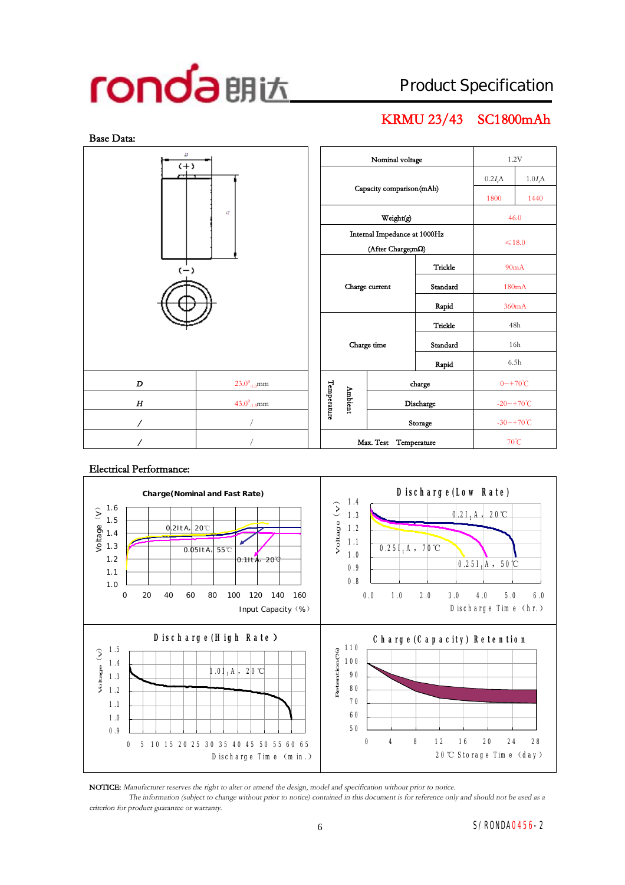# Product Specification

## KRMU 23/43 SC1800mAh

### Base Data:

| Parameter | | Value | |
|---|---|---|---|
| Nominal voltage | | 1.2V | |
| Capacity comparison(mAh) | | 0.2$I_t$A | 1.0$I_t$A |
| | | 1800 | 1440 |
| Weight(g) | | 46.0 | |
| Internal Impedance at 1000Hz (After Charge;mΩ) | | ≤18.0 | |
| Charge current | Trickle | 90mA | |
| | Standard | 180mA | |
| | Rapid | 360mA | |
| Charge time | Trickle | 48h | |
| | Standard | 16h | |
| | Rapid | 6.5h | |
| Temperature Ambient | charge | 0~+70℃ | |
| | Discharge | -20~+70℃ | |
| | Storage | -30~+70℃ | |
| Max. Test Temperature | | 70℃ | |

| Dimension | Value |
|---|---|
| D | $23.0^{0}_{-1.0}$mm |
| H | $43.0^{0}_{-1.5}$mm |
| / | / |
| / | / |

### Electrical Performance:

**Charge(Nominal and Fast Rate)** — Voltage (V) vs Input Capacity (%); curves: 0.2ItA, 20℃; 0.05ItA, 55℃; 0.1ItA, 20℃

**Discharge(Low Rate)** — Voltage (V) vs Discharge Time (hr.); curves: 0.2$I_t$A, 20℃; 0.25$I_t$A, 70℃; 0.25$I_t$A, 50℃

**Discharge(High Rate)** — Voltage (V) vs Discharge Time (min.); curve: 1.0$I_t$A, 20℃

**Charge(Capacity) Retention** — Retention(%) vs 20℃ Storage Time (day)

**NOTICE:** *Manufacturer reserves the right to alter or amend the design, model and specification without prior to notice.*

*The information (subject to change without prior to notice) contained in this document is for reference only and should not be used as a criterion for product guarantee or warranty.*

S/RONDA0456-2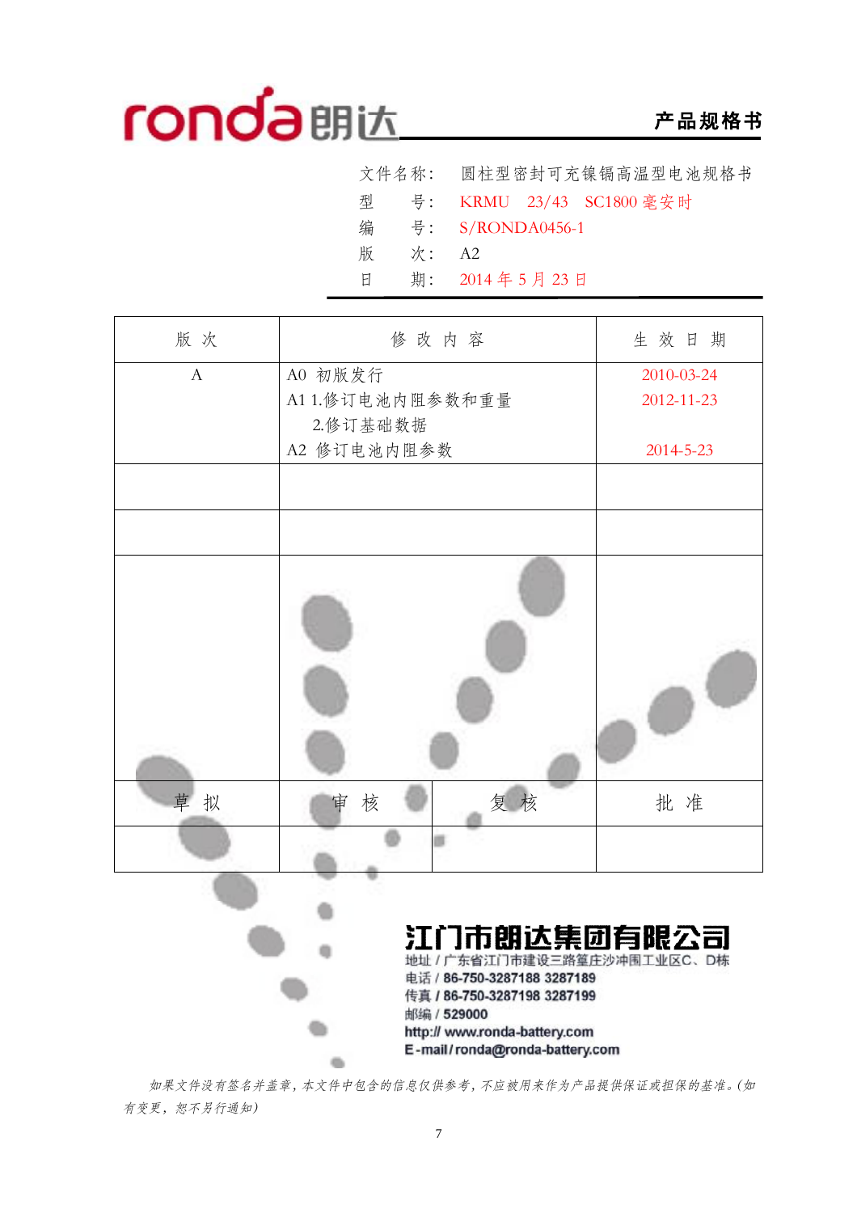ronda朗达 **产品规格书**

文件名称： 圆柱型密封可充镍镉高温型电池规格书

型　　号： KRMU　23/43　SC1800 毫安时

编　　号： S/RONDA0456-1

版　　次： A2

日　　期： 2014 年 5 月 23 日

| 版 次 | 修 改 内 容 | | 生 效 日 期 |
|---|---|---|---|
| A | A0 初版发行<br>A1 1.修订电池内阻参数和重量<br>2.修订基础数据<br>A2 修订电池内阻参数 | | 2010-03-24<br>2012-11-23<br><br>2014-5-23 |
| | | | |
| | | | |
| | | | |
| 草 拟 | 审 核 | 复 核 | 批 准 |
| | | | |

**江门市朗达集团有限公司**

地址 / 广东省江门市建设三路篁庄沙冲围工业区C、D栋

电话 / 86-750-3287188 3287189

传真 / 86-750-3287198 3287199

邮编 / 529000

http:// www.ronda-battery.com

E-mail / ronda@ronda-battery.com

*如果文件没有签名并盖章，本文件中包含的信息仅供参考，不应被用来作为产品提供保证或担保的基准。(如有变更，恕不另行通知)*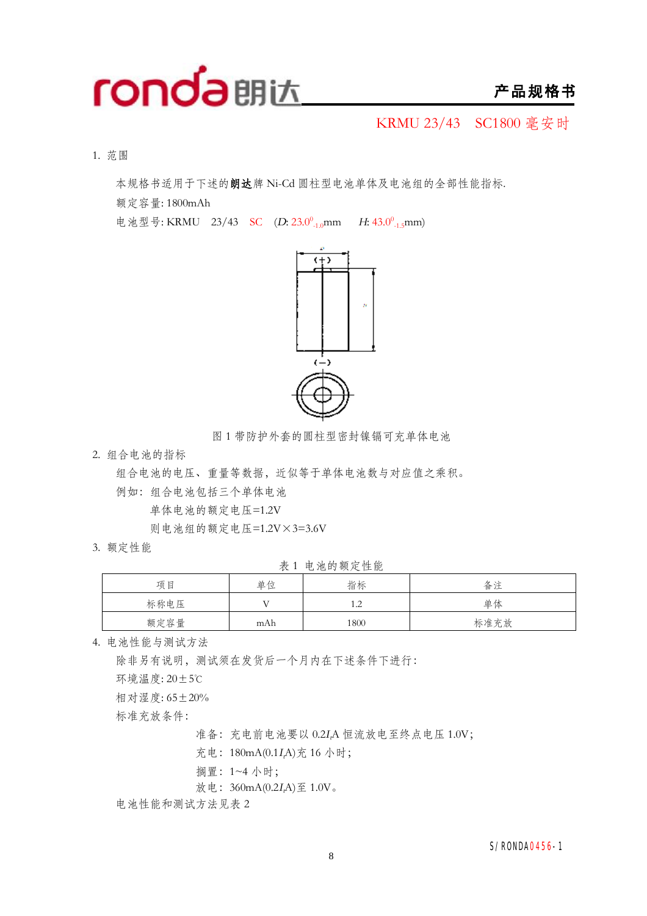**产品规格书**

KRMU 23/43　SC1800 毫安时

1. 范围

本规格书适用于下述的**朗达**牌 Ni-Cd 圆柱型电池单体及电池组的全部性能指标.

额定容量: 1800mAh

电池型号: KRMU　23/43　SC　($D$: $23.0^{0}_{-1.0}$mm　$H$: $43.0^{0}_{-1.5}$mm)

图 1 带防护外套的圆柱型密封镍镉可充单体电池

2. 组合电池的指标

组合电池的电压、重量等数据，近似等于单体电池数与对应值之乘积。

例如：组合电池包括三个单体电池

单体电池的额定电压=1.2V

则电池组的额定电压=1.2V×3=3.6V

3. 额定性能

表 1 电池的额定性能

| 项目 | 单位 | 指标 | 备注 |
|---|---|---|---|
| 标称电压 | V | 1.2 | 单体 |
| 额定容量 | mAh | 1800 | 标准充放 |

4. 电池性能与测试方法

除非另有说明，测试须在发货后一个月内在下述条件下进行:

环境温度: 20±5℃

相对湿度: 65±20%

标准充放条件:

准备：充电前电池要以 $0.2I_tA$ 恒流放电至终点电压 1.0V;

充电：180mA($0.1I_tA$)充 16 小时;

搁置：1~4 小时;

放电：360mA($0.2I_tA$)至 1.0V。

电池性能和测试方法见表 2

S/RONDA0456-1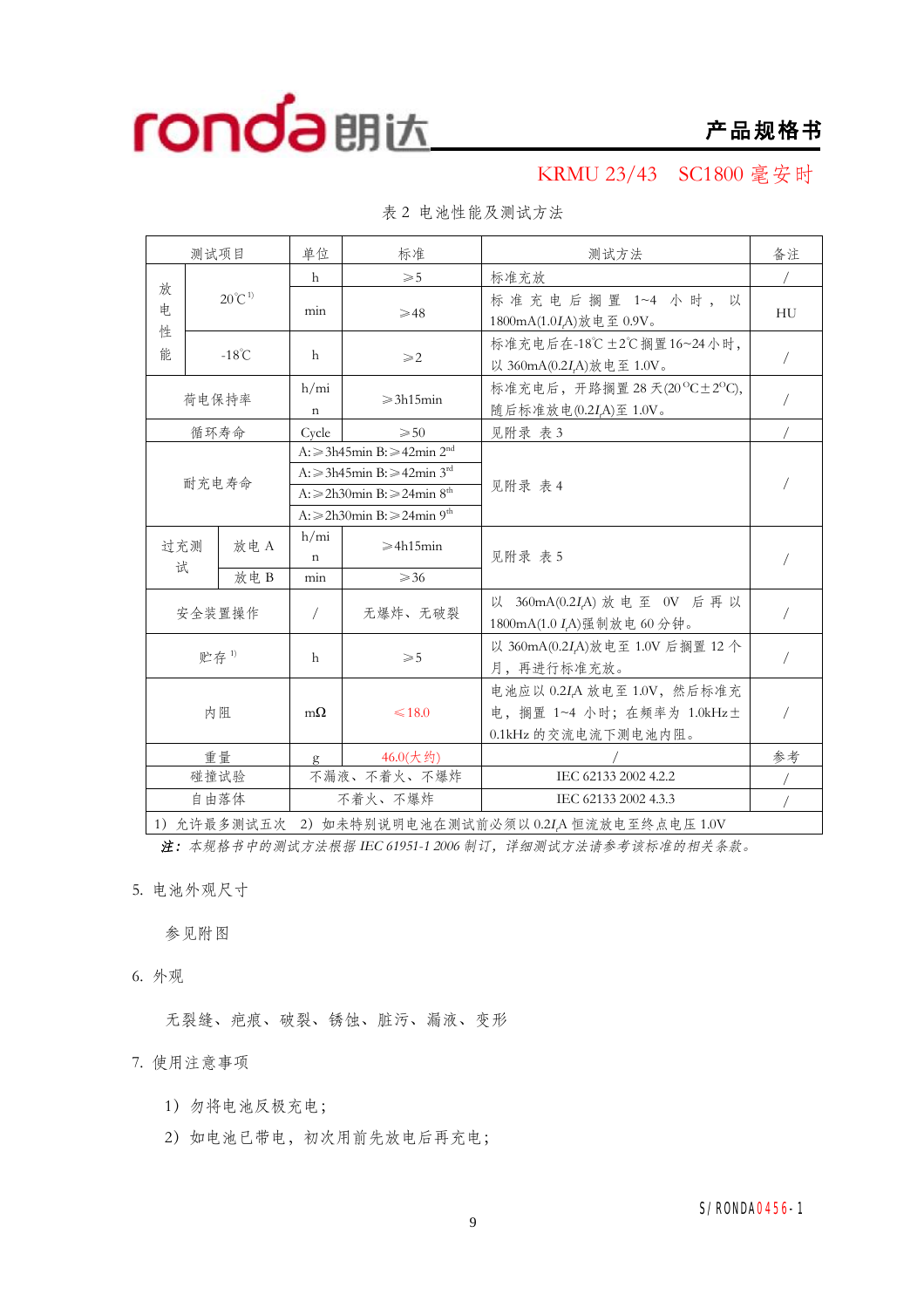KRMU 23/43　SC1800 毫安时

表 2 电池性能及测试方法

| 测试项目 | | | 单位 | 标准 | 测试方法 | 备注 |
|---|---|---|---|---|---|---|
| 放电性能 | 20℃[1] | | h | ≥5 | 标准充放 | / |
| | | | min | ≥48 | 标准充电后搁置 1~4 小时，以1800mA(1.0$I_t$A)放电至 0.9V。 | HU |
| | -18℃ | | h | ≥2 | 标准充电后在-18℃±2℃搁置16~24小时，以 360mA(0.2$I_t$A)放电至 1.0V。 | / |
| 荷电保持率 | | | h/min | ≥3h15min | 标准充电后，开路搁置 28 天(20°C±2°C)，随后标准放电(0.2$I_t$A)至 1.0V。 | / |
| 循环寿命 | | | Cycle | ≥50 | 见附录 表 3 | / |
| 耐充电寿命 | | | A:≥3h45min B:≥42min 2nd | | 见附录 表 4 | / |
| | | | A:≥3h45min B:≥42min 3rd | | | |
| | | | A:≥2h30min B:≥24min 8th | | | |
| | | | A:≥2h30min B:≥24min 9th | | | |
| 过充测试 | 放电 A | | h/min | ≥4h15min | 见附录 表 5 | / |
| | 放电 B | | min | ≥36 | | |
| 安全装置操作 | | | / | 无爆炸、无破裂 | 以 360mA(0.2$I_t$A) 放电至 0V 后再以1800mA(1.0 $I_t$A)强制放电 60 分钟。 | / |
| 贮存[1] | | | h | ≥5 | 以 360mA(0.2$I_t$A)放电至 1.0V 后搁置 12 个月，再进行标准充放。 | / |
| 内阻 | | | mΩ | ≤18.0 | 电池应以 0.2$I_t$A 放电至 1.0V，然后标准充电，搁置 1~4 小时；在频率为 1.0kHz±0.1kHz 的交流电流下测电池内阻。 | / |
| 重量 | | | g | 46.0(大约) | / | 参考 |
| 碰撞试验 | | | 不漏液、不着火、不爆炸 | | IEC 62133 2002 4.2.2 | / |
| 自由落体 | | | 不着火、不爆炸 | | IEC 62133 2002 4.3.3 | / |

1）允许最多测试五次　2）如未特别说明电池在测试前必须以 0.2$I_t$A 恒流放电至终点电压 1.0V

*注：本规格书中的测试方法根据 IEC 61951-1 2006 制订，详细测试方法请参考该标准的相关条款。*

5. 电池外观尺寸

参见附图

6. 外观

无裂缝、疤痕、破裂、锈蚀、脏污、漏液、变形

7. 使用注意事项

1）勿将电池反极充电；

2）如电池已带电，初次用前先放电后再充电；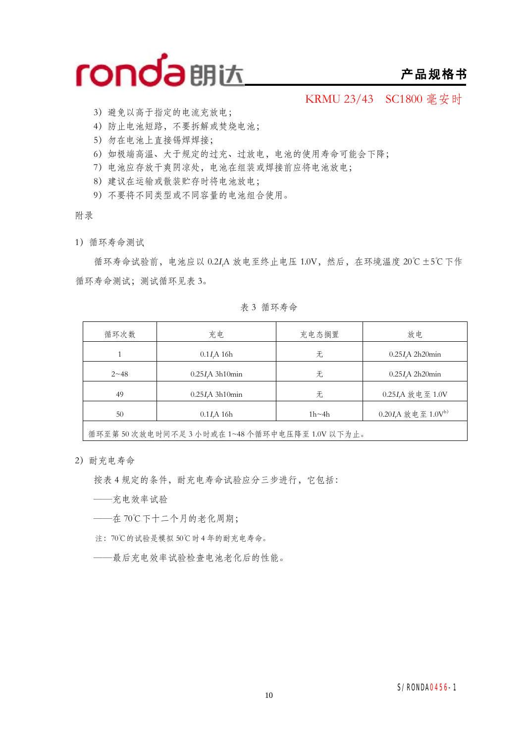3）避免以高于指定的电流充放电；

4）防止电池短路，不要拆解或焚烧电池；

5）勿在电池上直接锡焊焊接；

6）如极端高温、大于规定的过充、过放电，电池的使用寿命可能会下降；

7）电池应存放干爽阴凉处，电池在组装或焊接前应将电池放电；

8）建议在运输或散装贮存时将电池放电；

9）不要将不同类型或不同容量的电池组合使用。

附录

1）循环寿命测试

循环寿命试验前，电池应以 $0.2I_t$A 放电至终止电压 1.0V，然后，在环境温度 20℃ ±5℃ 下作循环寿命测试；测试循环见表 3。

表 3 循环寿命

| 循环次数 | 充电 | 充电态搁置 | 放电 |
|---|---|---|---|
| 1 | $0.1I_t$A 16h | 无 | $0.25I_t$A 2h20min |
| 2~48 | $0.25I_t$A 3h10min | 无 | $0.25I_t$A 2h20min |
| 49 | $0.25I_t$A 3h10min | 无 | $0.25I_t$A 放电至 1.0V |
| 50 | $0.1I_t$A 16h | 1h~4h | $0.20I_t$A 放电至 1.0V[b] |
| 循环至第 50 次放电时间不足 3 小时或在 1~48 个循环中电压降至 1.0V 以下为止。 | | | |

2）耐充电寿命

按表 4 规定的条件，耐充电寿命试验应分三步进行，它包括：

——充电效率试验

——在 70℃ 下十二个月的老化周期；

注：70℃的试验是模拟 50℃ 时 4 年的耐充电寿命。

——最后充电效率试验检查电池老化后的性能。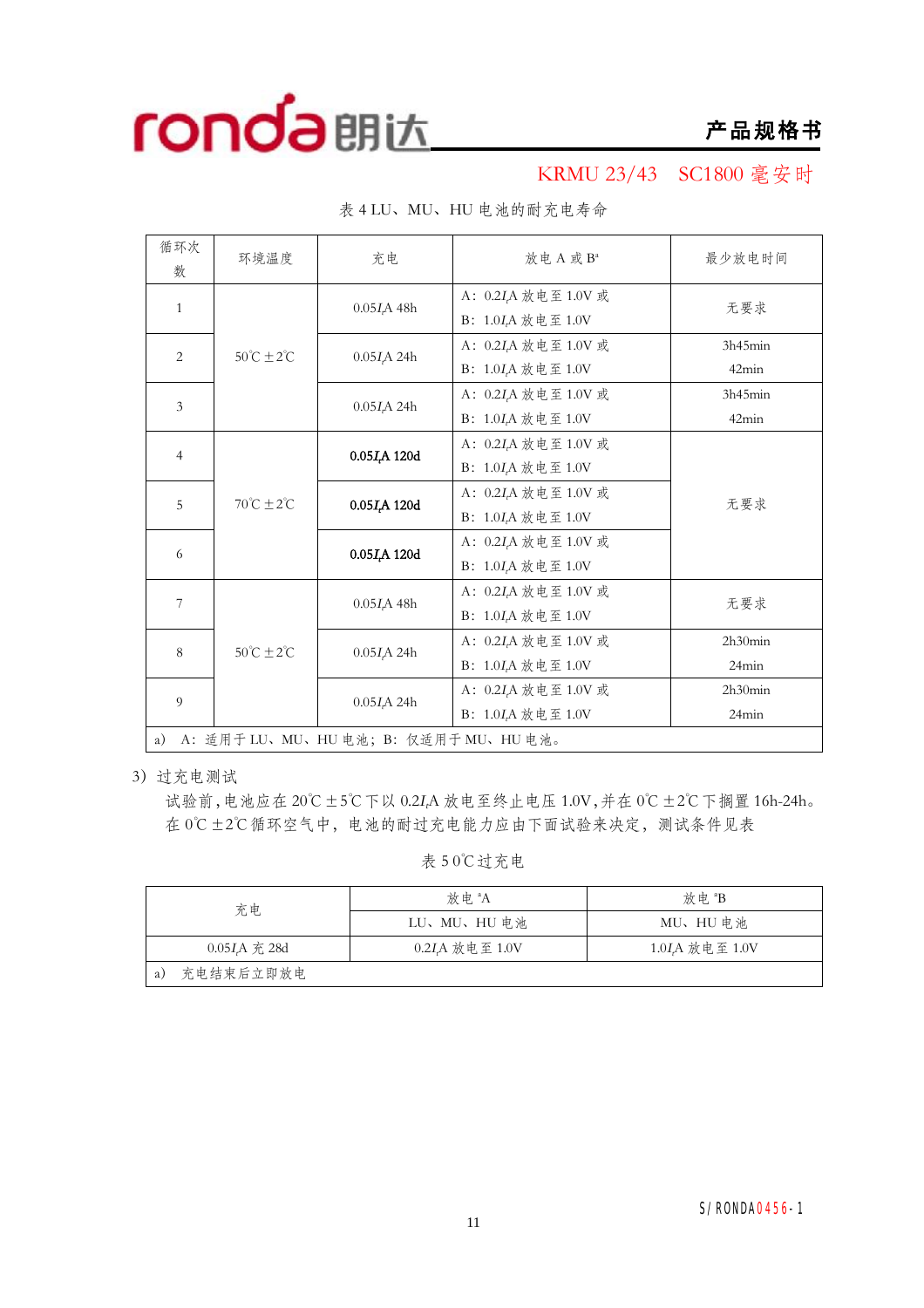KRMU 23/43　SC1800 毫安时

表 4 LU、MU、HU 电池的耐充电寿命

| 循环次数 | 环境温度 | 充电 | 放电 A 或 B[a] | 最少放电时间 |
|---|---|---|---|---|
| 1 | 50℃±2℃ | $0.05I_t$A 48h | A：$0.2I_t$A 放电至 1.0V 或<br>B：$1.0I_t$A 放电至 1.0V | 无要求 |
| 2 | | $0.05I_t$A 24h | A：$0.2I_t$A 放电至 1.0V 或<br>B：$1.0I_t$A 放电至 1.0V | 3h45min<br>42min |
| 3 | | $0.05I_t$A 24h | A：$0.2I_t$A 放电至 1.0V 或<br>B：$1.0I_t$A 放电至 1.0V | 3h45min<br>42min |
| 4 | 70℃±2℃ | **$0.05I_t$A 120d** | A：$0.2I_t$A 放电至 1.0V 或<br>B：$1.0I_t$A 放电至 1.0V | 无要求 |
| 5 | | **$0.05I_t$A 120d** | A：$0.2I_t$A 放电至 1.0V 或<br>B：$1.0I_t$A 放电至 1.0V | |
| 6 | | **$0.05I_t$A 120d** | A：$0.2I_t$A 放电至 1.0V 或<br>B：$1.0I_t$A 放电至 1.0V | |
| 7 | 50℃±2℃ | $0.05I_t$A 48h | A：$0.2I_t$A 放电至 1.0V 或<br>B：$1.0I_t$A 放电至 1.0V | 无要求 |
| 8 | | $0.05I_t$A 24h | A：$0.2I_t$A 放电至 1.0V 或<br>B：$1.0I_t$A 放电至 1.0V | 2h30min<br>24min |
| 9 | | $0.05I_t$A 24h | A：$0.2I_t$A 放电至 1.0V 或<br>B：$1.0I_t$A 放电至 1.0V | 2h30min<br>24min |
| a)　A：适用于 LU、MU、HU 电池；B：仅适用于 MU、HU 电池。 | | | | |

3）过充电测试

试验前，电池应在 20℃±5℃下以 $0.2I_t$A 放电至终止电压 1.0V，并在 0℃±2℃下搁置 16h-24h。在 0℃±2℃循环空气中，电池的耐过充电能力应由下面试验来决定，测试条件见表

表 5 0℃过充电

| 充电 | 放电 [a]A | 放电 [a]B |
|---|---|---|
| | LU、MU、HU 电池 | MU、HU 电池 |
| $0.05I_t$A 充 28d | $0.2I_t$A 放电至 1.0V | $1.0I_t$A 放电至 1.0V |
| a)　充电结束后立即放电 | | |

S/RONDA0456-1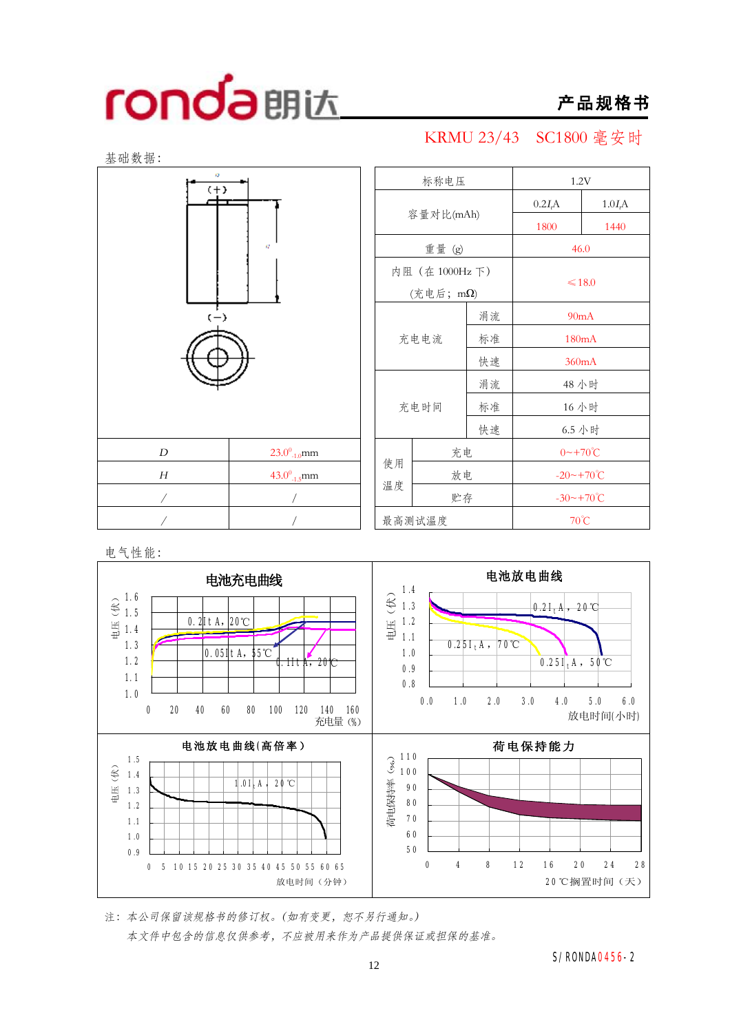ronda朗达 **产品规格书**

KRMU 23/43 SC1800 毫安时

基础数据:

(+)

(−)

| | |
|---|---|
| *D* | $23.0^{0}_{-1.0}$mm |
| *H* | $43.0^{0}_{-1.5}$mm |
| / | / |
| / | / |

| | | | |
|---|---|---|---|
| 标称电压 | | 1.2V | |
| 容量对比(mAh) | | $0.2I_t$A | $1.0I_t$A |
| | | 1800 | 1440 |
| 重量 (g) | | 46.0 | |
| 内阻（在 1000Hz 下）(充电后；mΩ) | | ≤18.0 | |
| 充电电流 | 涓流 | 90mA | |
| | 标准 | 180mA | |
| | 快速 | 360mA | |
| 充电时间 | 涓流 | 48 小时 | |
| | 标准 | 16 小时 | |
| | 快速 | 6.5 小时 | |
| 使用温度 | 充电 | 0~+70℃ | |
| | 放电 | -20~+70℃ | |
| | 贮存 | -30~+70℃ | |
| 最高测试温度 | | 70℃ | |

电气性能:

**电池充电曲线**

电压（伏）
1.6 1.5 1.4 1.3 1.2 1.1 1.0
0.2It A，20℃
0.05It A，55℃
0.1It A，20℃
0 20 40 60 80 100 120 140 160
充电量（%）

**电池放电曲线**

电压（伏）
1.4 1.3 1.2 1.1 1.0 0.9 0.8
$0.2I_t$A，20℃
$0.25I_t$A，70℃
$0.25I_t$A，50℃
0.0 1.0 2.0 3.0 4.0 5.0 6.0
放电时间(小时)

**电池放电曲线(高倍率)**

电压（伏）
1.5 1.4 1.3 1.2 1.1 1.0 0.9
$1.0I_t$A，20℃
0 5 10 15 20 25 30 35 40 45 50 55 60 65
放电时间（分钟）

**荷电保持能力**

荷电保持率（%）
110 100 90 80 70 60 50
0 4 8 12 16 20 24 28
20℃搁置时间（天）

注：*本公司保留该规格书的修订权。(如有变更，恕不另行通知。)*

*本文件中包含的信息仅供参考，不应被用来作为产品提供保证或担保的基准。*

S/RONDA0456-2